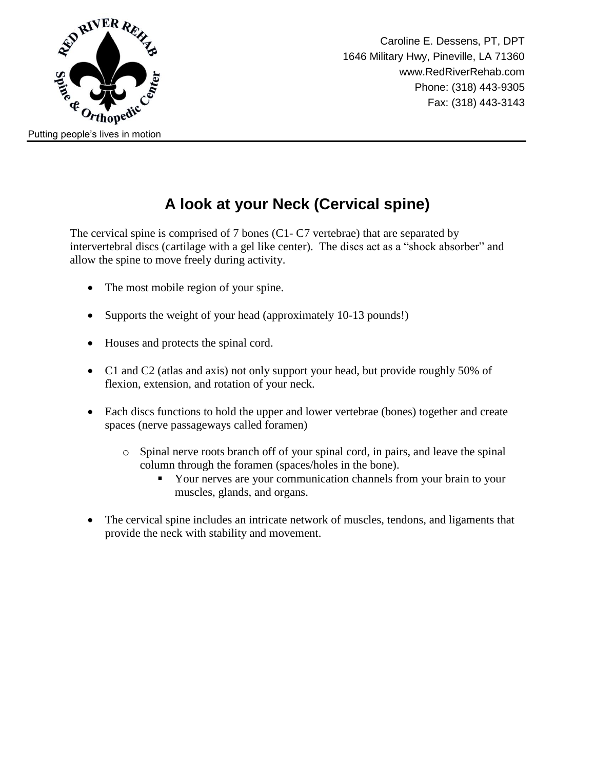Putting people's lives in motion

Caroline E. Dessens, PT, DPT
1646 Military Hwy, Pineville, LA 71360
www.RedRiverRehab.com
Phone: (318) 443-9305
Fax: (318) 443-3143

# A look at your Neck (Cervical spine)

The cervical spine is comprised of 7 bones (C1- C7 vertebrae) that are separated by intervertebral discs (cartilage with a gel like center). The discs act as a "shock absorber" and allow the spine to move freely during activity.

- The most mobile region of your spine.
- Supports the weight of your head (approximately 10-13 pounds!)
- Houses and protects the spinal cord.
- C1 and C2 (atlas and axis) not only support your head, but provide roughly 50% of flexion, extension, and rotation of your neck.
- Each discs functions to hold the upper and lower vertebrae (bones) together and create spaces (nerve passageways called foramen)
  - Spinal nerve roots branch off of your spinal cord, in pairs, and leave the spinal column through the foramen (spaces/holes in the bone).
    - Your nerves are your communication channels from your brain to your muscles, glands, and organs.
- The cervical spine includes an intricate network of muscles, tendons, and ligaments that provide the neck with stability and movement.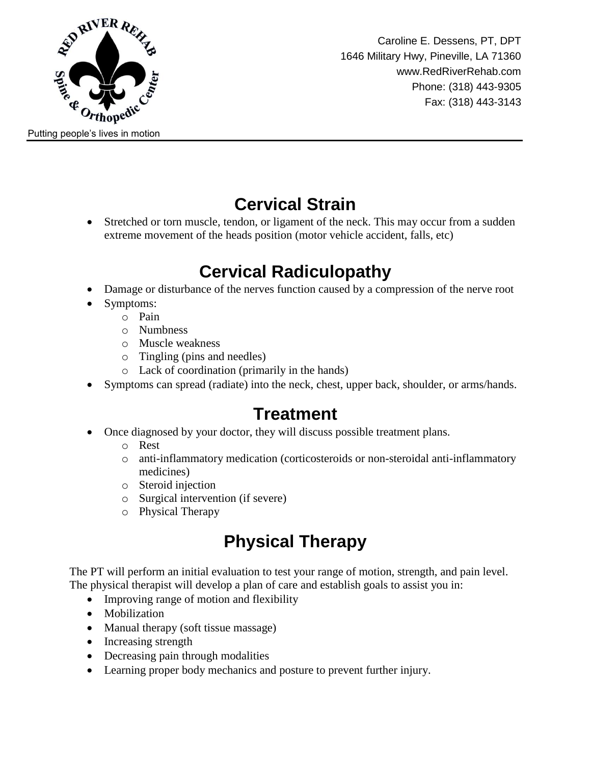Caroline E. Dessens, PT, DPT
1646 Military Hwy, Pineville, LA 71360
www.RedRiverRehab.com
Phone: (318) 443-9305
Fax: (318) 443-3143

Putting people's lives in motion

# Cervical Strain

- Stretched or torn muscle, tendon, or ligament of the neck. This may occur from a sudden extreme movement of the heads position (motor vehicle accident, falls, etc)

# Cervical Radiculopathy

- Damage or disturbance of the nerves function caused by a compression of the nerve root
- Symptoms:
  - Pain
  - Numbness
  - Muscle weakness
  - Tingling (pins and needles)
  - Lack of coordination (primarily in the hands)
- Symptoms can spread (radiate) into the neck, chest, upper back, shoulder, or arms/hands.

# Treatment

- Once diagnosed by your doctor, they will discuss possible treatment plans.
  - Rest
  - anti-inflammatory medication (corticosteroids or non-steroidal anti-inflammatory medicines)
  - Steroid injection
  - Surgical intervention (if severe)
  - Physical Therapy

# Physical Therapy

The PT will perform an initial evaluation to test your range of motion, strength, and pain level. The physical therapist will develop a plan of care and establish goals to assist you in:

- Improving range of motion and flexibility
- Mobilization
- Manual therapy (soft tissue massage)
- Increasing strength
- Decreasing pain through modalities
- Learning proper body mechanics and posture to prevent further injury.